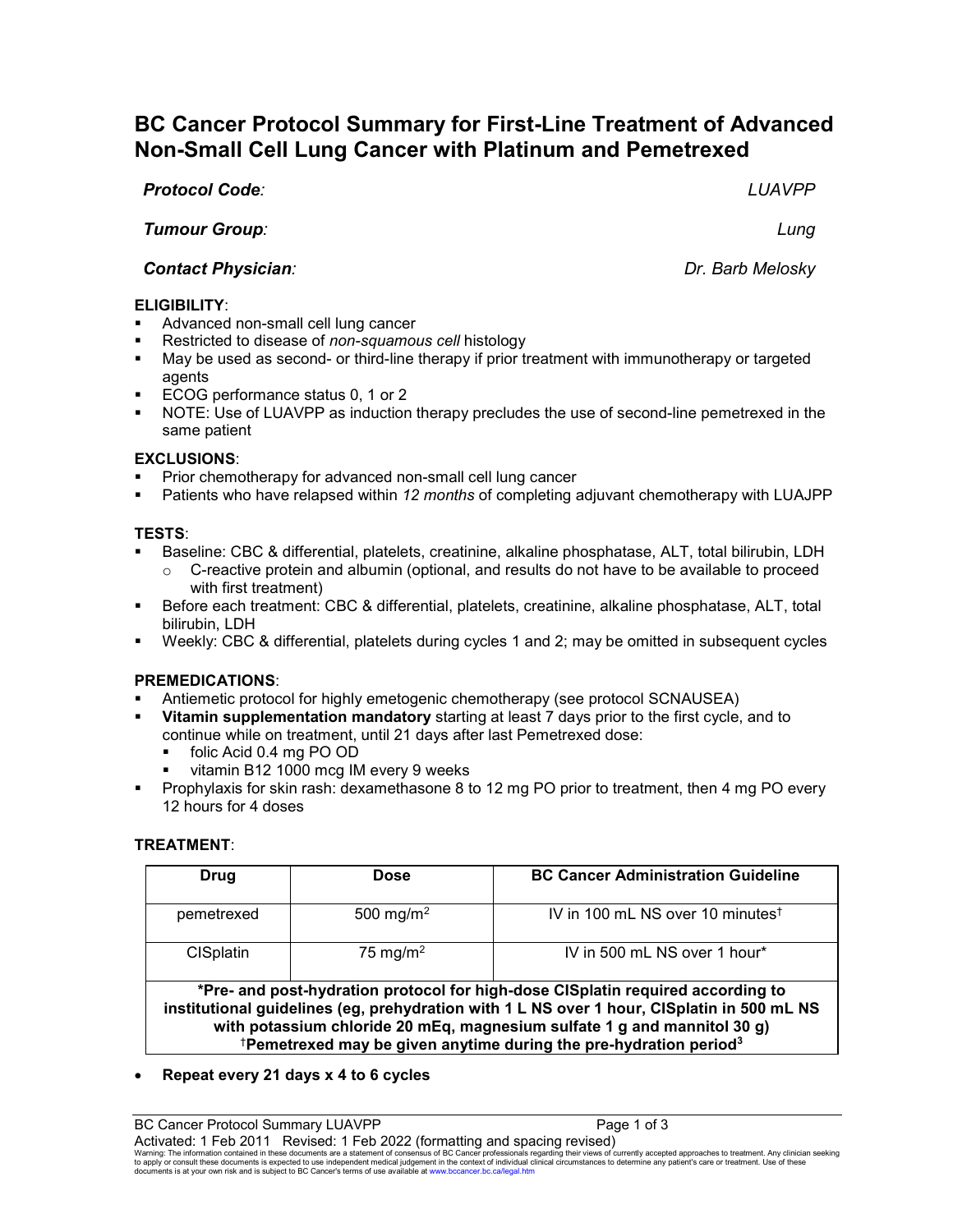# BC Cancer Protocol Summary for First-Line Treatment of Advanced Non-Small Cell Lung Cancer with Platinum and Pemetrexed

***Protocol Code:*** *LUAVPP*

***Tumour Group:*** *Lung*

***Contact Physician:*** *Dr. Barb Melosky*

**ELIGIBILITY**:

- Advanced non-small cell lung cancer
- Restricted to disease of *non-squamous cell* histology
- May be used as second- or third-line therapy if prior treatment with immunotherapy or targeted agents
- ECOG performance status 0, 1 or 2
- NOTE: Use of LUAVPP as induction therapy precludes the use of second-line pemetrexed in the same patient

**EXCLUSIONS**:

- Prior chemotherapy for advanced non-small cell lung cancer
- Patients who have relapsed within *12 months* of completing adjuvant chemotherapy with LUAJPP

**TESTS**:

- Baseline: CBC & differential, platelets, creatinine, alkaline phosphatase, ALT, total bilirubin, LDH
  - C-reactive protein and albumin (optional, and results do not have to be available to proceed with first treatment)
- Before each treatment: CBC & differential, platelets, creatinine, alkaline phosphatase, ALT, total bilirubin, LDH
- Weekly: CBC & differential, platelets during cycles 1 and 2; may be omitted in subsequent cycles

**PREMEDICATIONS**:

- Antiemetic protocol for highly emetogenic chemotherapy (see protocol SCNAUSEA)
- **Vitamin supplementation mandatory** starting at least 7 days prior to the first cycle, and to continue while on treatment, until 21 days after last Pemetrexed dose:
  - folic Acid 0.4 mg PO OD
  - vitamin B12 1000 mcg IM every 9 weeks
- Prophylaxis for skin rash: dexamethasone 8 to 12 mg PO prior to treatment, then 4 mg PO every 12 hours for 4 doses

**TREATMENT**:

| Drug | Dose | BC Cancer Administration Guideline |
|---|---|---|
| pemetrexed | 500 mg/m$^2$ | IV in 100 mL NS over 10 minutes† |
| CISplatin | 75 mg/m$^2$ | IV in 500 mL NS over 1 hour* |

**\*Pre- and post-hydration protocol for high-dose CISplatin required according to institutional guidelines (eg, prehydration with 1 L NS over 1 hour, CISplatin in 500 mL NS with potassium chloride 20 mEq, magnesium sulfate 1 g and mannitol 30 g)**
**†Pemetrexed may be given anytime during the pre-hydration period[3]**

- **Repeat every 21 days x 4 to 6 cycles**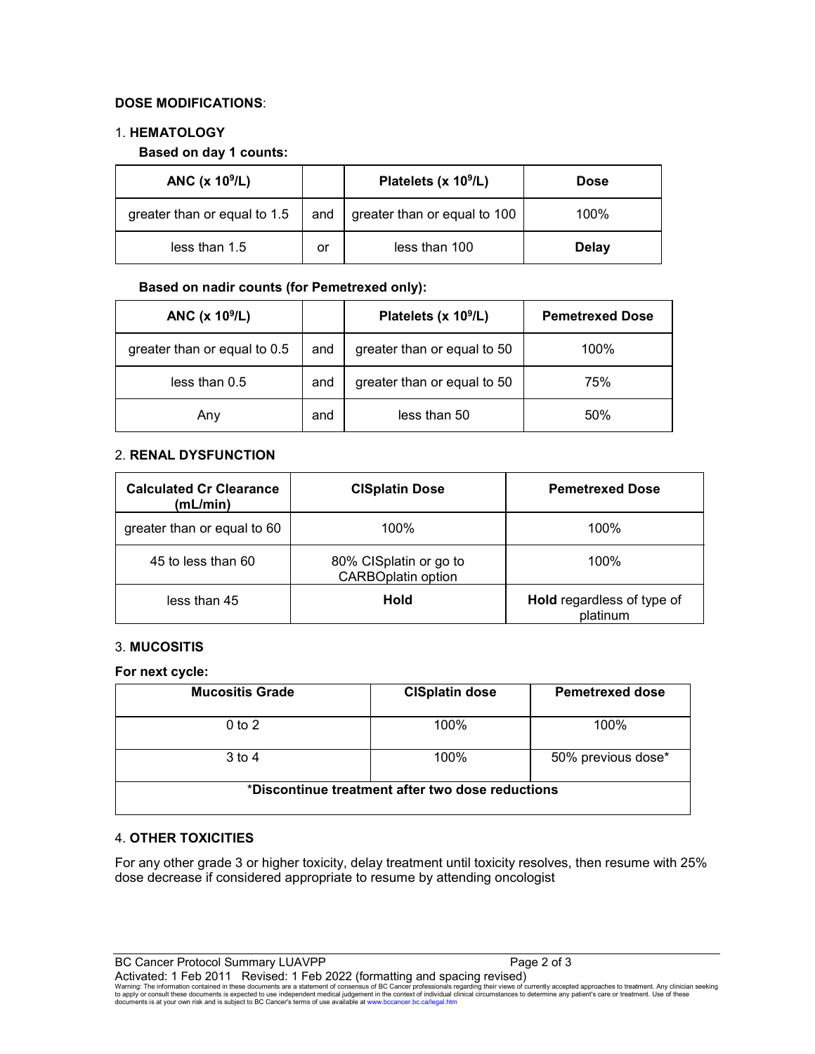**DOSE MODIFICATIONS**:

1. **HEMATOLOGY**

**Based on day 1 counts:**

| ANC (x $10^9$/L) | | Platelets (x $10^9$/L) | Dose |
|---|---|---|---|
| greater than or equal to 1.5 | and | greater than or equal to 100 | 100% |
| less than 1.5 | or | less than 100 | **Delay** |

**Based on nadir counts (for Pemetrexed only):**

| ANC (x $10^9$/L) | | Platelets (x $10^9$/L) | Pemetrexed Dose |
|---|---|---|---|
| greater than or equal to 0.5 | and | greater than or equal to 50 | 100% |
| less than 0.5 | and | greater than or equal to 50 | 75% |
| Any | and | less than 50 | 50% |

2. **RENAL DYSFUNCTION**

| Calculated Cr Clearance (mL/min) | CISplatin Dose | Pemetrexed Dose |
|---|---|---|
| greater than or equal to 60 | 100% | 100% |
| 45 to less than 60 | 80% CISplatin or go to CARBOplatin option | 100% |
| less than 45 | **Hold** | **Hold** regardless of type of platinum |

3. **MUCOSITIS**

**For next cycle:**

| Mucositis Grade | CISplatin dose | Pemetrexed dose |
|---|---|---|
| 0 to 2 | 100% | 100% |
| 3 to 4 | 100% | 50% previous dose* |
| *Discontinue treatment after two dose reductions | | |

4. **OTHER TOXICITIES**

For any other grade 3 or higher toxicity, delay treatment until toxicity resolves, then resume with 25% dose decrease if considered appropriate to resume by attending oncologist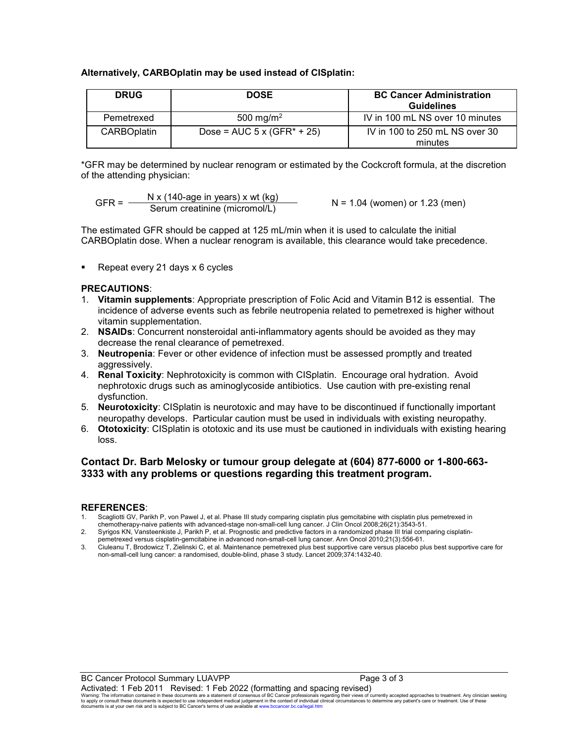**Alternatively, CARBOplatin may be used instead of CISplatin:**

| DRUG | DOSE | BC Cancer Administration Guidelines |
|---|---|---|
| Pemetrexed | 500 mg/m$^2$ | IV in 100 mL NS over 10 minutes |
| CARBOplatin | Dose = AUC 5 x (GFR* + 25) | IV in 100 to 250 mL NS over 30 minutes |

*GFR may be determined by nuclear renogram or estimated by the Cockcroft formula, at the discretion of the attending physician:

$$\text{GFR} = \frac{\text{N x (140-age in years) x wt (kg)}}{\text{Serum creatinine (micromol/L)}} \qquad \text{N = 1.04 (women) or 1.23 (men)}$$

The estimated GFR should be capped at 125 mL/min when it is used to calculate the initial CARBOplatin dose. When a nuclear renogram is available, this clearance would take precedence.

- Repeat every 21 days x 6 cycles

**PRECAUTIONS**:

1. **Vitamin supplements**: Appropriate prescription of Folic Acid and Vitamin B12 is essential. The incidence of adverse events such as febrile neutropenia related to pemetrexed is higher without vitamin supplementation.
2. **NSAIDs**: Concurrent nonsteroidal anti-inflammatory agents should be avoided as they may decrease the renal clearance of pemetrexed.
3. **Neutropenia**: Fever or other evidence of infection must be assessed promptly and treated aggressively.
4. **Renal Toxicity**: Nephrotoxicity is common with CISplatin. Encourage oral hydration. Avoid nephrotoxic drugs such as aminoglycoside antibiotics. Use caution with pre-existing renal dysfunction.
5. **Neurotoxicity**: CISplatin is neurotoxic and may have to be discontinued if functionally important neuropathy develops. Particular caution must be used in individuals with existing neuropathy.
6. **Ototoxicity**: CISplatin is ototoxic and its use must be cautioned in individuals with existing hearing loss.

## Contact Dr. Barb Melosky or tumour group delegate at (604) 877-6000 or 1-800-663-3333 with any problems or questions regarding this treatment program.

**REFERENCES**:

1. Scagliotti GV, Parikh P, von Pawel J, et al. Phase III study comparing cisplatin plus gemcitabine with cisplatin plus pemetrexed in chemotherapy-naive patients with advanced-stage non-small-cell lung cancer. J Clin Oncol 2008;26(21):3543-51.
2. Syrigos KN, Vansteenkiste J, Parikh P, et al. Prognostic and predictive factors in a randomized phase III trial comparing cisplatin-pemetrexed versus cisplatin-gemcitabine in advanced non-small-cell lung cancer. Ann Oncol 2010;21(3):556-61.
3. Ciuleanu T, Brodowicz T, Zielinski C, et al. Maintenance pemetrexed plus best supportive care versus placebo plus best supportive care for non-small-cell lung cancer: a randomised, double-blind, phase 3 study. Lancet 2009;374:1432-40.